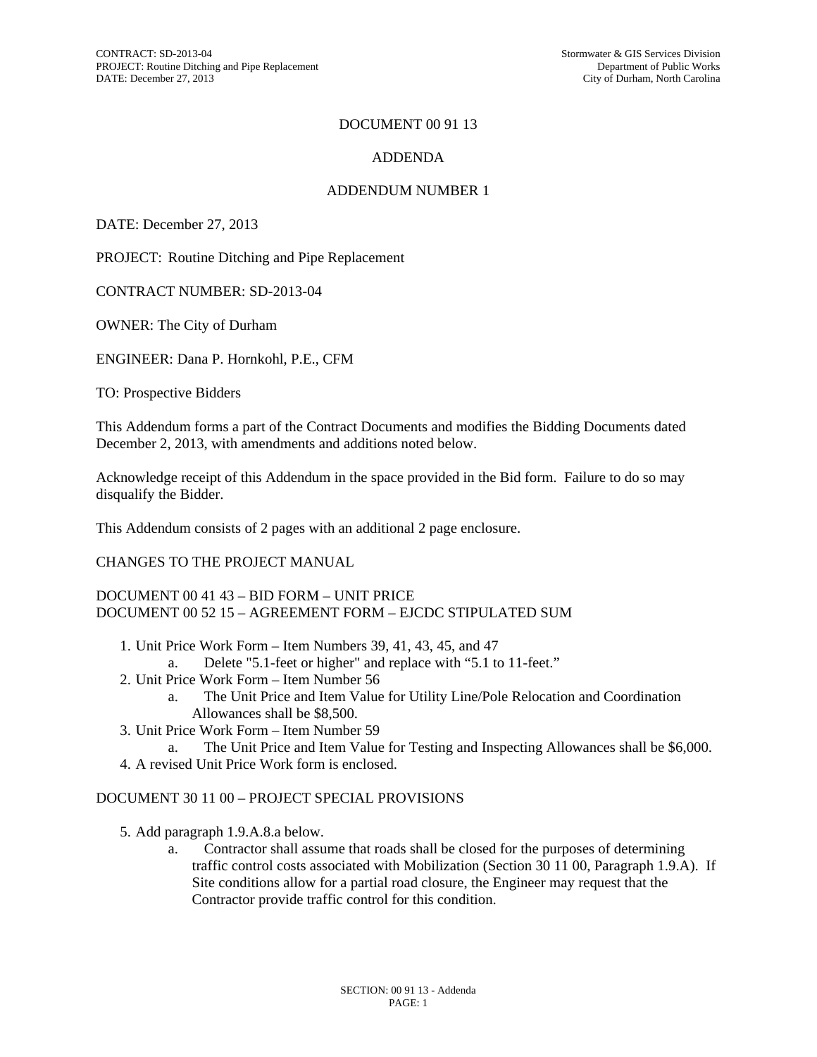# DOCUMENT 00 91 13

## ADDENDA

## ADDENDUM NUMBER 1

DATE: December 27, 2013

PROJECT: Routine Ditching and Pipe Replacement

CONTRACT NUMBER: SD-2013-04

OWNER: The City of Durham

ENGINEER: Dana P. Hornkohl, P.E., CFM

TO: Prospective Bidders

This Addendum forms a part of the Contract Documents and modifies the Bidding Documents dated December 2, 2013, with amendments and additions noted below.

Acknowledge receipt of this Addendum in the space provided in the Bid form. Failure to do so may disqualify the Bidder.

This Addendum consists of 2 pages with an additional 2 page enclosure.

CHANGES TO THE PROJECT MANUAL

DOCUMENT 00 41 43 – BID FORM – UNIT PRICE
DOCUMENT 00 52 15 – AGREEMENT FORM – EJCDC STIPULATED SUM

1. Unit Price Work Form – Item Numbers 39, 41, 43, 45, and 47
   a. Delete "5.1-feet or higher" and replace with "5.1 to 11-feet."
2. Unit Price Work Form – Item Number 56
   a. The Unit Price and Item Value for Utility Line/Pole Relocation and Coordination Allowances shall be $8,500.
3. Unit Price Work Form – Item Number 59
   a. The Unit Price and Item Value for Testing and Inspecting Allowances shall be $6,000.
4. A revised Unit Price Work form is enclosed.

DOCUMENT 30 11 00 – PROJECT SPECIAL PROVISIONS

5. Add paragraph 1.9.A.8.a below.
   a. Contractor shall assume that roads shall be closed for the purposes of determining traffic control costs associated with Mobilization (Section 30 11 00, Paragraph 1.9.A). If Site conditions allow for a partial road closure, the Engineer may request that the Contractor provide traffic control for this condition.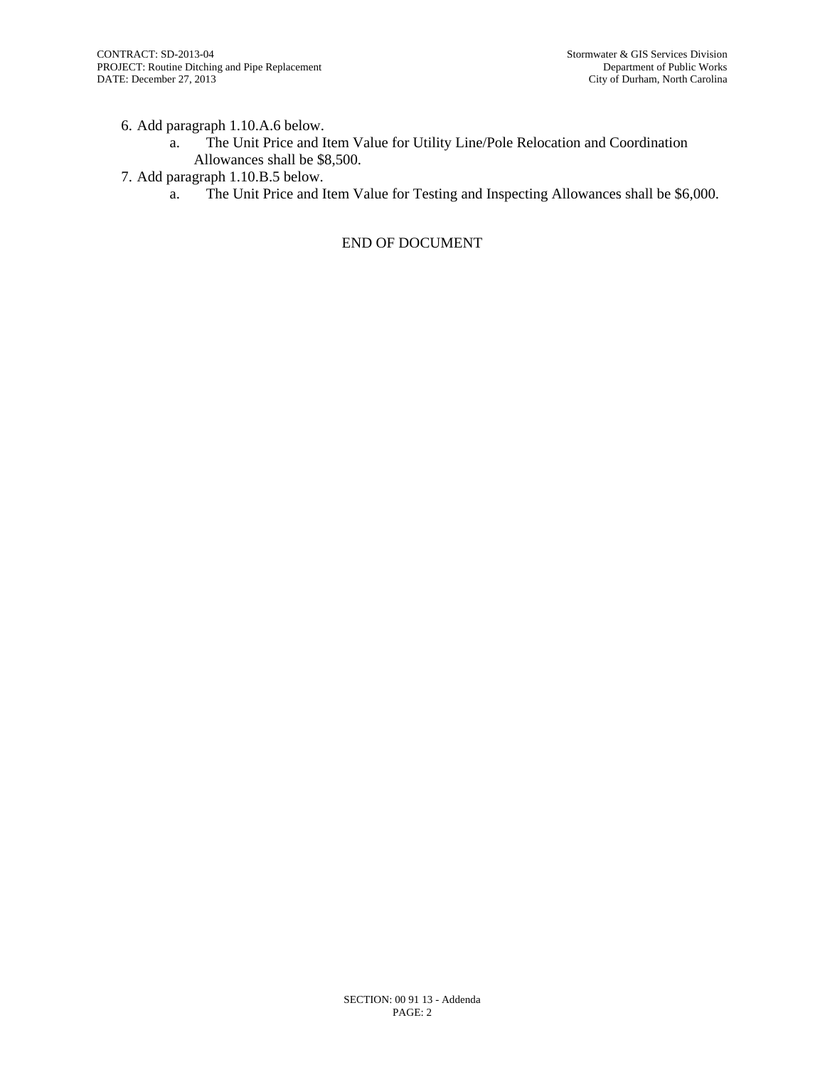6. Add paragraph 1.10.A.6 below.
    a. The Unit Price and Item Value for Utility Line/Pole Relocation and Coordination Allowances shall be $8,500.
7. Add paragraph 1.10.B.5 below.
    a. The Unit Price and Item Value for Testing and Inspecting Allowances shall be $6,000.

END OF DOCUMENT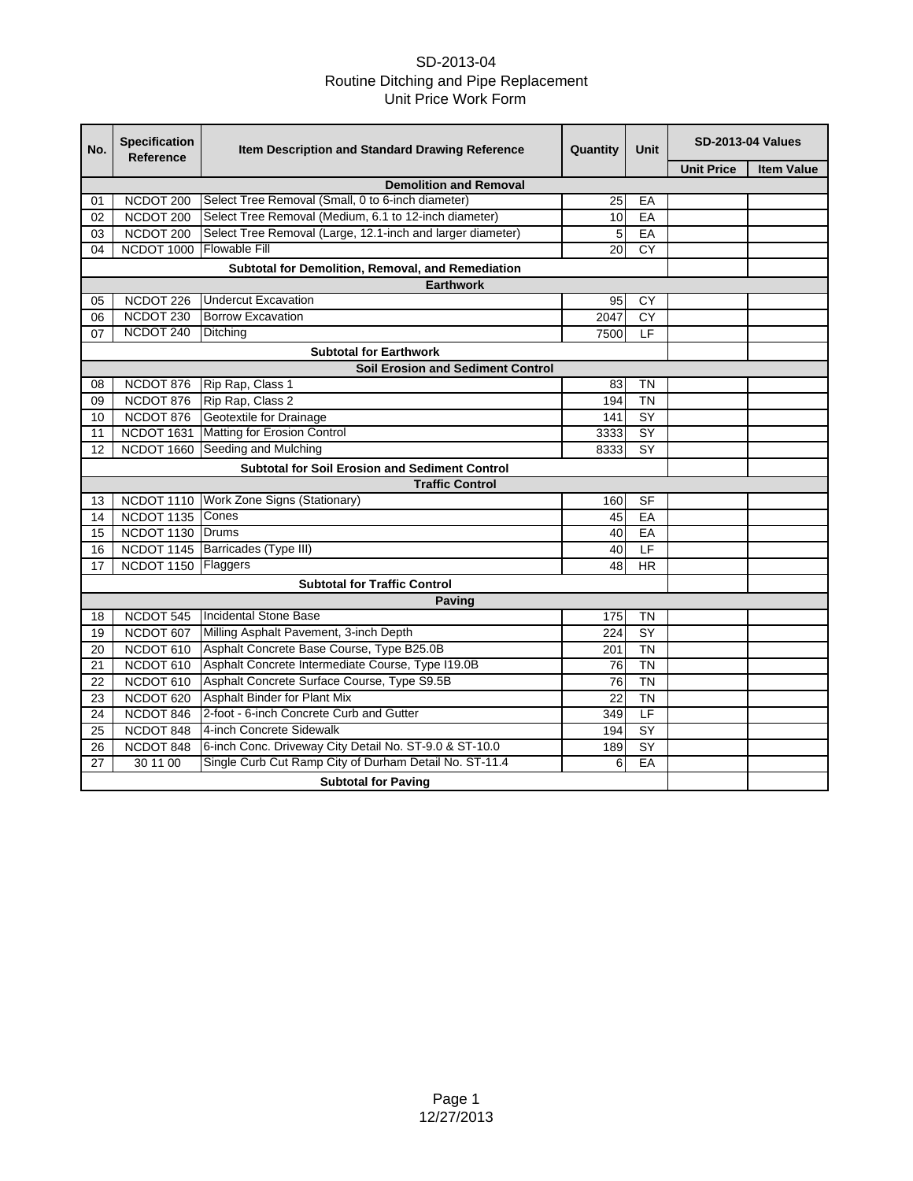# SD-2013-04
## Routine Ditching and Pipe Replacement
## Unit Price Work Form

| No. | Specification Reference | Item Description and Standard Drawing Reference | Quantity | Unit | SD-2013-04 Values | |
|---|---|---|---|---|---|---|
| | | | | | Unit Price | Item Value |
| | | **Demolition and Removal** | | | | |
| 01 | NCDOT 200 | Select Tree Removal (Small, 0 to 6-inch diameter) | 25 | EA | | |
| 02 | NCDOT 200 | Select Tree Removal (Medium, 6.1 to 12-inch diameter) | 10 | EA | | |
| 03 | NCDOT 200 | Select Tree Removal (Large, 12.1-inch and larger diameter) | 5 | EA | | |
| 04 | NCDOT 1000 | Flowable Fill | 20 | CY | | |
| | | **Subtotal for Demolition, Removal, and Remediation** | | | | |
| | | **Earthwork** | | | | |
| 05 | NCDOT 226 | Undercut Excavation | 95 | CY | | |
| 06 | NCDOT 230 | Borrow Excavation | 2047 | CY | | |
| 07 | NCDOT 240 | Ditching | 7500 | LF | | |
| | | **Subtotal for Earthwork** | | | | |
| | | **Soil Erosion and Sediment Control** | | | | |
| 08 | NCDOT 876 | Rip Rap, Class 1 | 83 | TN | | |
| 09 | NCDOT 876 | Rip Rap, Class 2 | 194 | TN | | |
| 10 | NCDOT 876 | Geotextile for Drainage | 141 | SY | | |
| 11 | NCDOT 1631 | Matting for Erosion Control | 3333 | SY | | |
| 12 | NCDOT 1660 | Seeding and Mulching | 8333 | SY | | |
| | | **Subtotal for Soil Erosion and Sediment Control** | | | | |
| | | **Traffic Control** | | | | |
| 13 | NCDOT 1110 | Work Zone Signs (Stationary) | 160 | SF | | |
| 14 | NCDOT 1135 | Cones | 45 | EA | | |
| 15 | NCDOT 1130 | Drums | 40 | EA | | |
| 16 | NCDOT 1145 | Barricades (Type III) | 40 | LF | | |
| 17 | NCDOT 1150 | Flaggers | 48 | HR | | |
| | | **Subtotal for Traffic Control** | | | | |
| | | **Paving** | | | | |
| 18 | NCDOT 545 | Incidental Stone Base | 175 | TN | | |
| 19 | NCDOT 607 | Milling Asphalt Pavement, 3-inch Depth | 224 | SY | | |
| 20 | NCDOT 610 | Asphalt Concrete Base Course, Type B25.0B | 201 | TN | | |
| 21 | NCDOT 610 | Asphalt Concrete Intermediate Course, Type I19.0B | 76 | TN | | |
| 22 | NCDOT 610 | Asphalt Concrete Surface Course, Type S9.5B | 76 | TN | | |
| 23 | NCDOT 620 | Asphalt Binder for Plant Mix | 22 | TN | | |
| 24 | NCDOT 846 | 2-foot - 6-inch Concrete Curb and Gutter | 349 | LF | | |
| 25 | NCDOT 848 | 4-inch Concrete Sidewalk | 194 | SY | | |
| 26 | NCDOT 848 | 6-inch Conc. Driveway City Detail No. ST-9.0 & ST-10.0 | 189 | SY | | |
| 27 | 30 11 00 | Single Curb Cut Ramp City of Durham Detail No. ST-11.4 | 6 | EA | | |
| | | **Subtotal for Paving** | | | | |

12/27/2013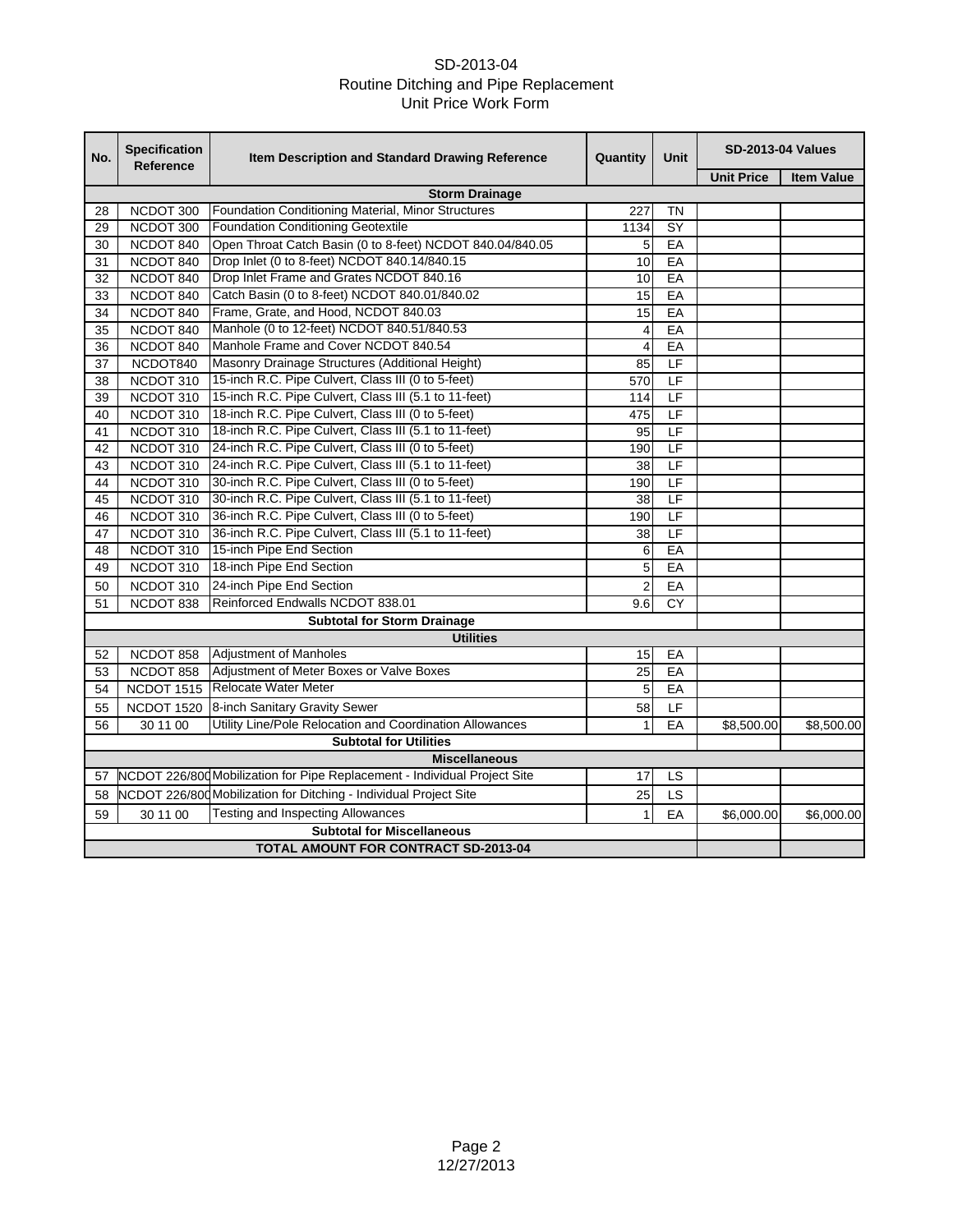SD-2013-04
Routine Ditching and Pipe Replacement
Unit Price Work Form

| No. | Specification Reference | Item Description and Standard Drawing Reference | Quantity | Unit | SD-2013-04 Values | |
|---|---|---|---|---|---|---|
| | | | | | Unit Price | Item Value |
| | | **Storm Drainage** | | | | |
| 28 | NCDOT 300 | Foundation Conditioning Material, Minor Structures | 227 | TN | | |
| 29 | NCDOT 300 | Foundation Conditioning Geotextile | 1134 | SY | | |
| 30 | NCDOT 840 | Open Throat Catch Basin (0 to 8-feet) NCDOT 840.04/840.05 | 5 | EA | | |
| 31 | NCDOT 840 | Drop Inlet (0 to 8-feet) NCDOT 840.14/840.15 | 10 | EA | | |
| 32 | NCDOT 840 | Drop Inlet Frame and Grates NCDOT 840.16 | 10 | EA | | |
| 33 | NCDOT 840 | Catch Basin (0 to 8-feet) NCDOT 840.01/840.02 | 15 | EA | | |
| 34 | NCDOT 840 | Frame, Grate, and Hood, NCDOT 840.03 | 15 | EA | | |
| 35 | NCDOT 840 | Manhole (0 to 12-feet) NCDOT 840.51/840.53 | 4 | EA | | |
| 36 | NCDOT 840 | Manhole Frame and Cover NCDOT 840.54 | 4 | EA | | |
| 37 | NCDOT840 | Masonry Drainage Structures (Additional Height) | 85 | LF | | |
| 38 | NCDOT 310 | 15-inch R.C. Pipe Culvert, Class III (0 to 5-feet) | 570 | LF | | |
| 39 | NCDOT 310 | 15-inch R.C. Pipe Culvert, Class III (5.1 to 11-feet) | 114 | LF | | |
| 40 | NCDOT 310 | 18-inch R.C. Pipe Culvert, Class III (0 to 5-feet) | 475 | LF | | |
| 41 | NCDOT 310 | 18-inch R.C. Pipe Culvert, Class III (5.1 to 11-feet) | 95 | LF | | |
| 42 | NCDOT 310 | 24-inch R.C. Pipe Culvert, Class III (0 to 5-feet) | 190 | LF | | |
| 43 | NCDOT 310 | 24-inch R.C. Pipe Culvert, Class III (5.1 to 11-feet) | 38 | LF | | |
| 44 | NCDOT 310 | 30-inch R.C. Pipe Culvert, Class III (0 to 5-feet) | 190 | LF | | |
| 45 | NCDOT 310 | 30-inch R.C. Pipe Culvert, Class III (5.1 to 11-feet) | 38 | LF | | |
| 46 | NCDOT 310 | 36-inch R.C. Pipe Culvert, Class III (0 to 5-feet) | 190 | LF | | |
| 47 | NCDOT 310 | 36-inch R.C. Pipe Culvert, Class III (5.1 to 11-feet) | 38 | LF | | |
| 48 | NCDOT 310 | 15-inch Pipe End Section | 6 | EA | | |
| 49 | NCDOT 310 | 18-inch Pipe End Section | 5 | EA | | |
| 50 | NCDOT 310 | 24-inch Pipe End Section | 2 | EA | | |
| 51 | NCDOT 838 | Reinforced Endwalls NCDOT 838.01 | 9.6 | CY | | |
| | | **Subtotal for Storm Drainage** | | | | |
| | | **Utilities** | | | | |
| 52 | NCDOT 858 | Adjustment of Manholes | 15 | EA | | |
| 53 | NCDOT 858 | Adjustment of Meter Boxes or Valve Boxes | 25 | EA | | |
| 54 | NCDOT 1515 | Relocate Water Meter | 5 | EA | | |
| 55 | NCDOT 1520 | 8-inch Sanitary Gravity Sewer | 58 | LF | | |
| 56 | 30 11 00 | Utility Line/Pole Relocation and Coordination Allowances | 1 | EA | $8,500.00 | $8,500.00 |
| | | **Subtotal for Utilities** | | | | |
| | | **Miscellaneous** | | | | |
| 57 | NCDOT 226/800 | Mobilization for Pipe Replacement - Individual Project Site | 17 | LS | | |
| 58 | NCDOT 226/800 | Mobilization for Ditching - Individual Project Site | 25 | LS | | |
| 59 | 30 11 00 | Testing and Inspecting Allowances | 1 | EA | $6,000.00 | $6,000.00 |
| | | **Subtotal for Miscellaneous** | | | | |
| | | **TOTAL AMOUNT FOR CONTRACT SD-2013-04** | | | | |

12/27/2013